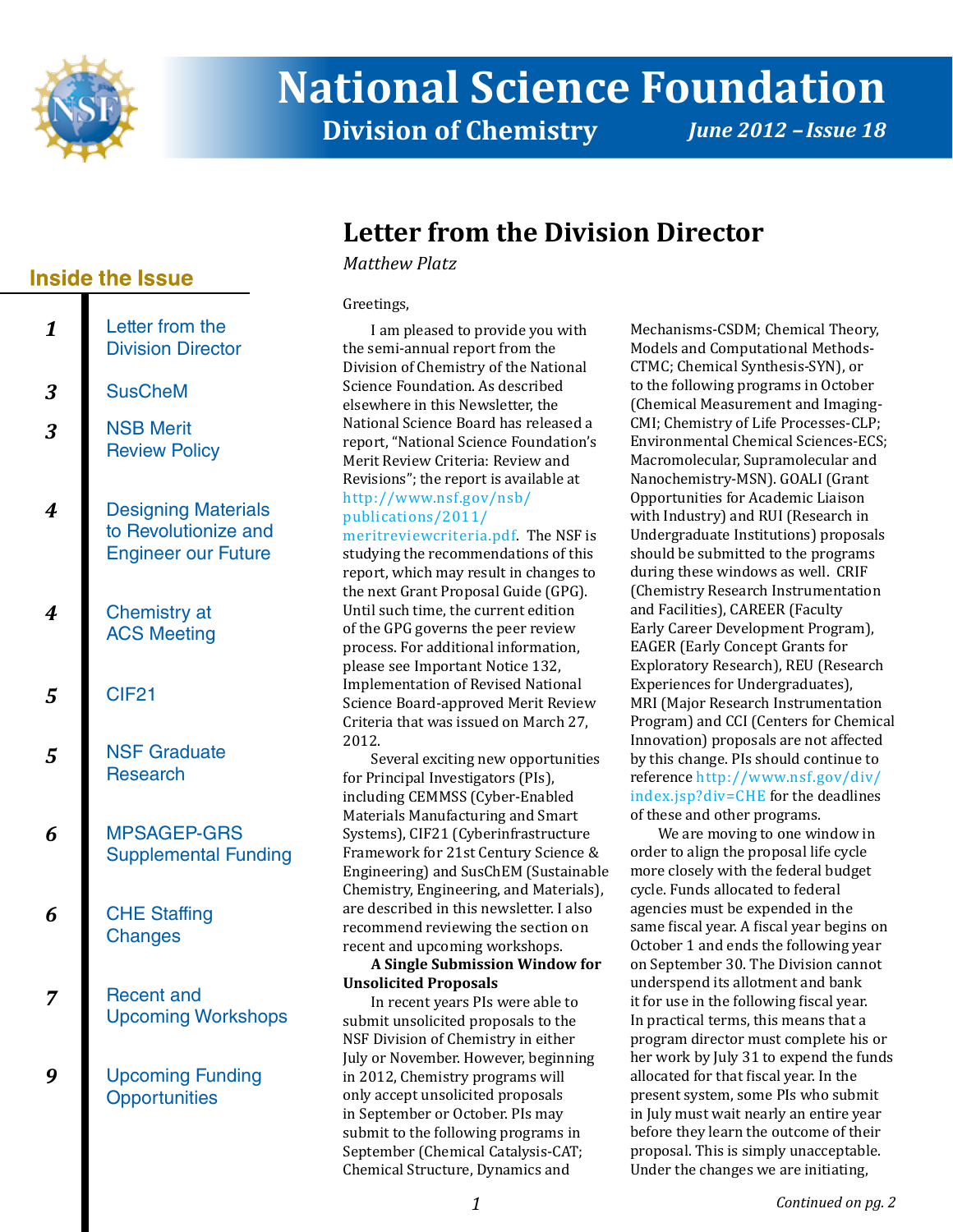# National Science Foundation

## Division of Chemistry

*June 2012 – Issue 18*

### Inside the Issue

| Page | Section |
|---|---|
| 1 | Letter from the Division Director |
| 3 | SusCheM |
| 3 | NSB Merit Review Policy |
| 4 | Designing Materials to Revolutionize and Engineer our Future |
| 4 | Chemistry at ACS Meeting |
| 5 | CIF21 |
| 5 | NSF Graduate Research |
| 6 | MPSAGEP-GRS Supplemental Funding |
| 6 | CHE Staffing Changes |
| 7 | Recent and Upcoming Workshops |
| 9 | Upcoming Funding Opportunities |

## Letter from the Division Director

*Matthew Platz*

Greetings,

I am pleased to provide you with the semi-annual report from the Division of Chemistry of the National Science Foundation. As described elsewhere in this Newsletter, the National Science Board has released a report, "National Science Foundation's Merit Review Criteria: Review and Revisions"; the report is available at http://www.nsf.gov/nsb/publications/2011/meritreviewcriteria.pdf. The NSF is studying the recommendations of this report, which may result in changes to the next Grant Proposal Guide (GPG). Until such time, the current edition of the GPG governs the peer review process. For additional information, please see Important Notice 132, Implementation of Revised National Science Board-approved Merit Review Criteria that was issued on March 27, 2012.

Several exciting new opportunities for Principal Investigators (PIs), including CEMMSS (Cyber-Enabled Materials Manufacturing and Smart Systems), CIF21 (Cyberinfrastructure Framework for 21st Century Science & Engineering) and SusChEM (Sustainable Chemistry, Engineering, and Materials), are described in this newsletter. I also recommend reviewing the section on recent and upcoming workshops.

**A Single Submission Window for Unsolicited Proposals**

In recent years PIs were able to submit unsolicited proposals to the NSF Division of Chemistry in either July or November. However, beginning in 2012, Chemistry programs will only accept unsolicited proposals in September or October. PIs may submit to the following programs in September (Chemical Catalysis-CAT; Chemical Structure, Dynamics and Mechanisms-CSDM; Chemical Theory, Models and Computational Methods-CTMC; Chemical Synthesis-SYN), or to the following programs in October (Chemical Measurement and Imaging-CMI; Chemistry of Life Processes-CLP; Environmental Chemical Sciences-ECS; Macromolecular, Supramolecular and Nanochemistry-MSN). GOALI (Grant Opportunities for Academic Liaison with Industry) and RUI (Research in Undergraduate Institutions) proposals should be submitted to the programs during these windows as well. CRIF (Chemistry Research Instrumentation and Facilities), CAREER (Faculty Early Career Development Program), EAGER (Early Concept Grants for Exploratory Research), REU (Research Experiences for Undergraduates), MRI (Major Research Instrumentation Program) and CCI (Centers for Chemical Innovation) proposals are not affected by this change. PIs should continue to reference http://www.nsf.gov/div/index.jsp?div=CHE for the deadlines of these and other programs.

We are moving to one window in order to align the proposal life cycle more closely with the federal budget cycle. Funds allocated to federal agencies must be expended in the same fiscal year. A fiscal year begins on October 1 and ends the following year on September 30. The Division cannot underspend its allotment and bank it for use in the following fiscal year. In practical terms, this means that a program director must complete his or her work by July 31 to expend the funds allocated for that fiscal year. In the present system, some PIs who submit in July must wait nearly an entire year before they learn the outcome of their proposal. This is simply unacceptable. Under the changes we are initiating,

*Continued on pg. 2*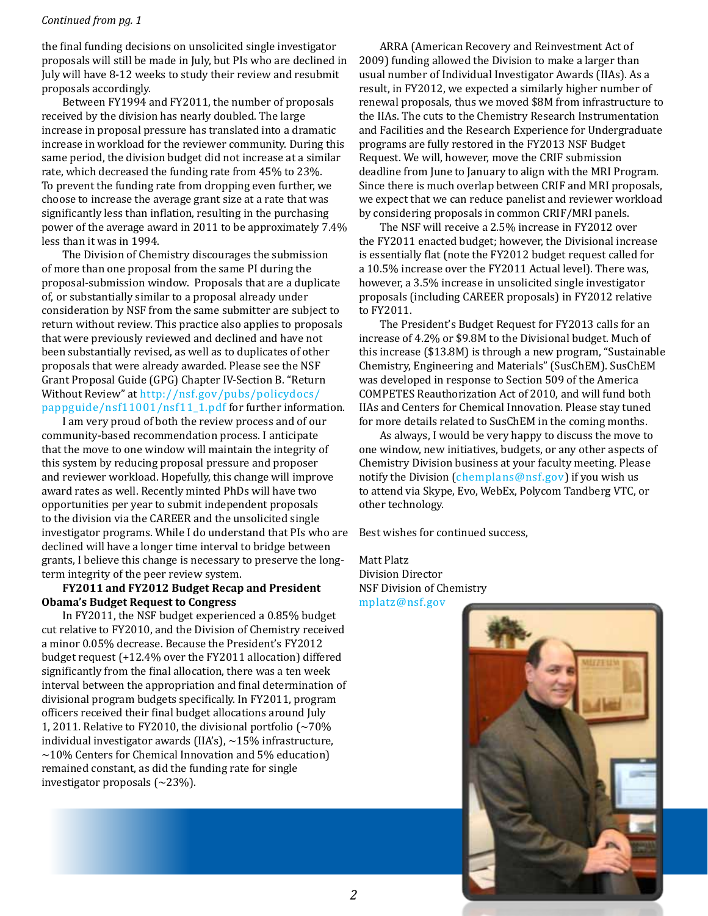*Continued from pg. 1*

the final funding decisions on unsolicited single investigator proposals will still be made in July, but PIs who are declined in July will have 8-12 weeks to study their review and resubmit proposals accordingly.

Between FY1994 and FY2011, the number of proposals received by the division has nearly doubled. The large increase in proposal pressure has translated into a dramatic increase in workload for the reviewer community. During this same period, the division budget did not increase at a similar rate, which decreased the funding rate from 45% to 23%. To prevent the funding rate from dropping even further, we choose to increase the average grant size at a rate that was significantly less than inflation, resulting in the purchasing power of the average award in 2011 to be approximately 7.4% less than it was in 1994.

The Division of Chemistry discourages the submission of more than one proposal from the same PI during the proposal-submission window. Proposals that are a duplicate of, or substantially similar to a proposal already under consideration by NSF from the same submitter are subject to return without review. This practice also applies to proposals that were previously reviewed and declined and have not been substantially revised, as well as to duplicates of other proposals that were already awarded. Please see the NSF Grant Proposal Guide (GPG) Chapter IV-Section B. "Return Without Review" at http://nsf.gov/pubs/policydocs/pappguide/nsf11001/nsf11_1.pdf for further information.

I am very proud of both the review process and of our community-based recommendation process. I anticipate that the move to one window will maintain the integrity of this system by reducing proposal pressure and proposer and reviewer workload. Hopefully, this change will improve award rates as well. Recently minted PhDs will have two opportunities per year to submit independent proposals to the division via the CAREER and the unsolicited single investigator programs. While I do understand that PIs who are declined will have a longer time interval to bridge between grants, I believe this change is necessary to preserve the long-term integrity of the peer review system.

**FY2011 and FY2012 Budget Recap and President Obama's Budget Request to Congress**

In FY2011, the NSF budget experienced a 0.85% budget cut relative to FY2010, and the Division of Chemistry received a minor 0.05% decrease. Because the President's FY2012 budget request (+12.4% over the FY2011 allocation) differed significantly from the final allocation, there was a ten week interval between the appropriation and final determination of divisional program budgets specifically. In FY2011, program officers received their final budget allocations around July 1, 2011. Relative to FY2010, the divisional portfolio (~70% individual investigator awards (IIA's), ~15% infrastructure, ~10% Centers for Chemical Innovation and 5% education) remained constant, as did the funding rate for single investigator proposals (~23%).

ARRA (American Recovery and Reinvestment Act of 2009) funding allowed the Division to make a larger than usual number of Individual Investigator Awards (IIAs). As a result, in FY2012, we expected a similarly higher number of renewal proposals, thus we moved $8M from infrastructure to the IIAs. The cuts to the Chemistry Research Instrumentation and Facilities and the Research Experience for Undergraduate programs are fully restored in the FY2013 NSF Budget Request. We will, however, move the CRIF submission deadline from June to January to align with the MRI Program. Since there is much overlap between CRIF and MRI proposals, we expect that we can reduce panelist and reviewer workload by considering proposals in common CRIF/MRI panels.

The NSF will receive a 2.5% increase in FY2012 over the FY2011 enacted budget; however, the Divisional increase is essentially flat (note the FY2012 budget request called for a 10.5% increase over the FY2011 Actual level). There was, however, a 3.5% increase in unsolicited single investigator proposals (including CAREER proposals) in FY2012 relative to FY2011.

The President's Budget Request for FY2013 calls for an increase of 4.2% or $9.8M to the Divisional budget. Much of this increase ($13.8M) is through a new program, "Sustainable Chemistry, Engineering and Materials" (SusChEM). SusChEM was developed in response to Section 509 of the America COMPETES Reauthorization Act of 2010, and will fund both IIAs and Centers for Chemical Innovation. Please stay tuned for more details related to SusChEM in the coming months.

As always, I would be very happy to discuss the move to one window, new initiatives, budgets, or any other aspects of Chemistry Division business at your faculty meeting. Please notify the Division (chemplans@nsf.gov) if you wish us to attend via Skype, Evo, WebEx, Polycom Tandberg VTC, or other technology.

Best wishes for continued success,

Matt Platz
Division Director
NSF Division of Chemistry
mplatz@nsf.gov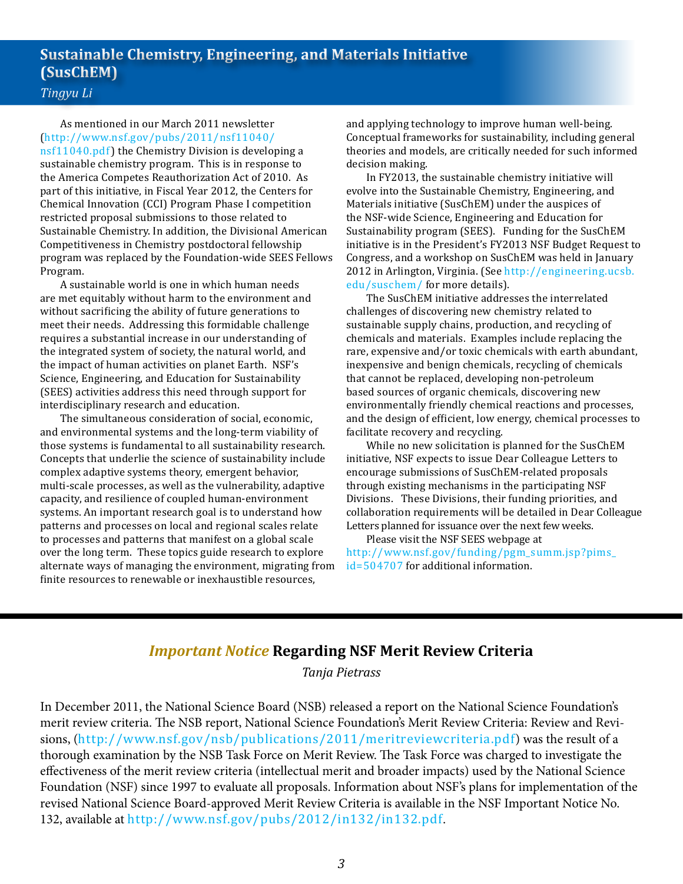## Sustainable Chemistry, Engineering, and Materials Initiative (SusChEM)

*Tingyu Li*

As mentioned in our March 2011 newsletter (http://www.nsf.gov/pubs/2011/nsf11040/nsf11040.pdf) the Chemistry Division is developing a sustainable chemistry program. This is in response to the America Competes Reauthorization Act of 2010. As part of this initiative, in Fiscal Year 2012, the Centers for Chemical Innovation (CCI) Program Phase I competition restricted proposal submissions to those related to Sustainable Chemistry. In addition, the Divisional American Competitiveness in Chemistry postdoctoral fellowship program was replaced by the Foundation-wide SEES Fellows Program.

A sustainable world is one in which human needs are met equitably without harm to the environment and without sacrificing the ability of future generations to meet their needs. Addressing this formidable challenge requires a substantial increase in our understanding of the integrated system of society, the natural world, and the impact of human activities on planet Earth. NSF's Science, Engineering, and Education for Sustainability (SEES) activities address this need through support for interdisciplinary research and education.

The simultaneous consideration of social, economic, and environmental systems and the long-term viability of those systems is fundamental to all sustainability research. Concepts that underlie the science of sustainability include complex adaptive systems theory, emergent behavior, multi-scale processes, as well as the vulnerability, adaptive capacity, and resilience of coupled human-environment systems. An important research goal is to understand how patterns and processes on local and regional scales relate to processes and patterns that manifest on a global scale over the long term. These topics guide research to explore alternate ways of managing the environment, migrating from finite resources to renewable or inexhaustible resources, and applying technology to improve human well-being. Conceptual frameworks for sustainability, including general theories and models, are critically needed for such informed decision making.

In FY2013, the sustainable chemistry initiative will evolve into the Sustainable Chemistry, Engineering, and Materials initiative (SusChEM) under the auspices of the NSF-wide Science, Engineering and Education for Sustainability program (SEES). Funding for the SusChEM initiative is in the President's FY2013 NSF Budget Request to Congress, and a workshop on SusChEM was held in January 2012 in Arlington, Virginia. (See http://engineering.ucsb.edu/suschem/ for more details).

The SusChEM initiative addresses the interrelated challenges of discovering new chemistry related to sustainable supply chains, production, and recycling of chemicals and materials. Examples include replacing the rare, expensive and/or toxic chemicals with earth abundant, inexpensive and benign chemicals, recycling of chemicals that cannot be replaced, developing non-petroleum based sources of organic chemicals, discovering new environmentally friendly chemical reactions and processes, and the design of efficient, low energy, chemical processes to facilitate recovery and recycling.

While no new solicitation is planned for the SusChEM initiative, NSF expects to issue Dear Colleague Letters to encourage submissions of SusChEM-related proposals through existing mechanisms in the participating NSF Divisions. These Divisions, their funding priorities, and collaboration requirements will be detailed in Dear Colleague Letters planned for issuance over the next few weeks.

Please visit the NSF SEES webpage at http://www.nsf.gov/funding/pgm_summ.jsp?pims_id=504707 for additional information.

## *Important Notice* Regarding NSF Merit Review Criteria

*Tanja Pietrass*

In December 2011, the National Science Board (NSB) released a report on the National Science Foundation's merit review criteria. The NSB report, National Science Foundation's Merit Review Criteria: Review and Revisions, (http://www.nsf.gov/nsb/publications/2011/meritreviewcriteria.pdf) was the result of a thorough examination by the NSB Task Force on Merit Review. The Task Force was charged to investigate the effectiveness of the merit review criteria (intellectual merit and broader impacts) used by the National Science Foundation (NSF) since 1997 to evaluate all proposals. Information about NSF's plans for implementation of the revised National Science Board-approved Merit Review Criteria is available in the NSF Important Notice No. 132, available at http://www.nsf.gov/pubs/2012/in132/in132.pdf.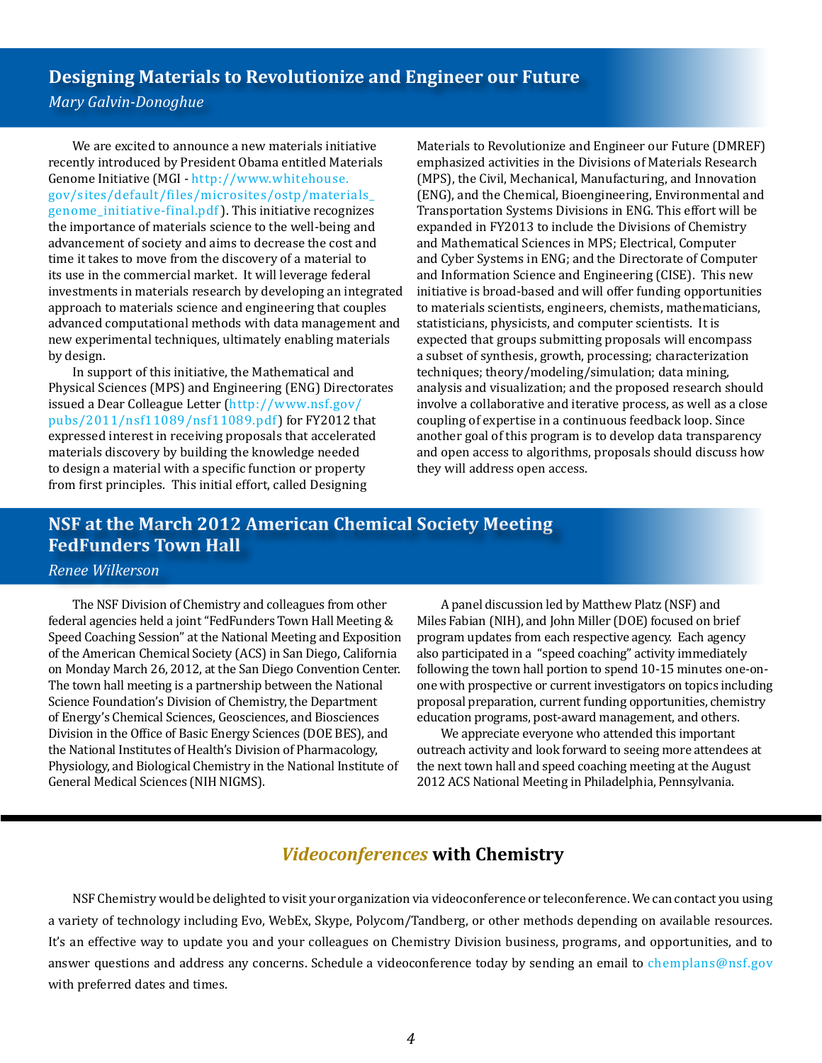## Designing Materials to Revolutionize and Engineer our Future

*Mary Galvin-Donoghue*

We are excited to announce a new materials initiative recently introduced by President Obama entitled Materials Genome Initiative (MGI - http://www.whitehouse.gov/sites/default/files/microsites/ostp/materials_genome_initiative-final.pdf). This initiative recognizes the importance of materials science to the well-being and advancement of society and aims to decrease the cost and time it takes to move from the discovery of a material to its use in the commercial market. It will leverage federal investments in materials research by developing an integrated approach to materials science and engineering that couples advanced computational methods with data management and new experimental techniques, ultimately enabling materials by design.

In support of this initiative, the Mathematical and Physical Sciences (MPS) and Engineering (ENG) Directorates issued a Dear Colleague Letter (http://www.nsf.gov/pubs/2011/nsf11089/nsf11089.pdf) for FY2012 that expressed interest in receiving proposals that accelerated materials discovery by building the knowledge needed to design a material with a specific function or property from first principles. This initial effort, called Designing Materials to Revolutionize and Engineer our Future (DMREF) emphasized activities in the Divisions of Materials Research (MPS), the Civil, Mechanical, Manufacturing, and Innovation (ENG), and the Chemical, Bioengineering, Environmental and Transportation Systems Divisions in ENG. This effort will be expanded in FY2013 to include the Divisions of Chemistry and Mathematical Sciences in MPS; Electrical, Computer and Cyber Systems in ENG; and the Directorate of Computer and Information Science and Engineering (CISE). This new initiative is broad-based and will offer funding opportunities to materials scientists, engineers, chemists, mathematicians, statisticians, physicists, and computer scientists. It is expected that groups submitting proposals will encompass a subset of synthesis, growth, processing; characterization techniques; theory/modeling/simulation; data mining, analysis and visualization; and the proposed research should involve a collaborative and iterative process, as well as a close coupling of expertise in a continuous feedback loop. Since another goal of this program is to develop data transparency and open access to algorithms, proposals should discuss how they will address open access.

## NSF at the March 2012 American Chemical Society Meeting FedFunders Town Hall

*Renee Wilkerson*

The NSF Division of Chemistry and colleagues from other federal agencies held a joint "FedFunders Town Hall Meeting & Speed Coaching Session" at the National Meeting and Exposition of the American Chemical Society (ACS) in San Diego, California on Monday March 26, 2012, at the San Diego Convention Center. The town hall meeting is a partnership between the National Science Foundation's Division of Chemistry, the Department of Energy's Chemical Sciences, Geosciences, and Biosciences Division in the Office of Basic Energy Sciences (DOE BES), and the National Institutes of Health's Division of Pharmacology, Physiology, and Biological Chemistry in the National Institute of General Medical Sciences (NIH NIGMS).

A panel discussion led by Matthew Platz (NSF) and Miles Fabian (NIH), and John Miller (DOE) focused on brief program updates from each respective agency. Each agency also participated in a "speed coaching" activity immediately following the town hall portion to spend 10-15 minutes one-on-one with prospective or current investigators on topics including proposal preparation, current funding opportunities, chemistry education programs, post-award management, and others.

We appreciate everyone who attended this important outreach activity and look forward to seeing more attendees at the next town hall and speed coaching meeting at the August 2012 ACS National Meeting in Philadelphia, Pennsylvania.

---

## *Videoconferences* with Chemistry

NSF Chemistry would be delighted to visit your organization via videoconference or teleconference. We can contact you using a variety of technology including Evo, WebEx, Skype, Polycom/Tandberg, or other methods depending on available resources. It's an effective way to update you and your colleagues on Chemistry Division business, programs, and opportunities, and to answer questions and address any concerns. Schedule a videoconference today by sending an email to chemplans@nsf.gov with preferred dates and times.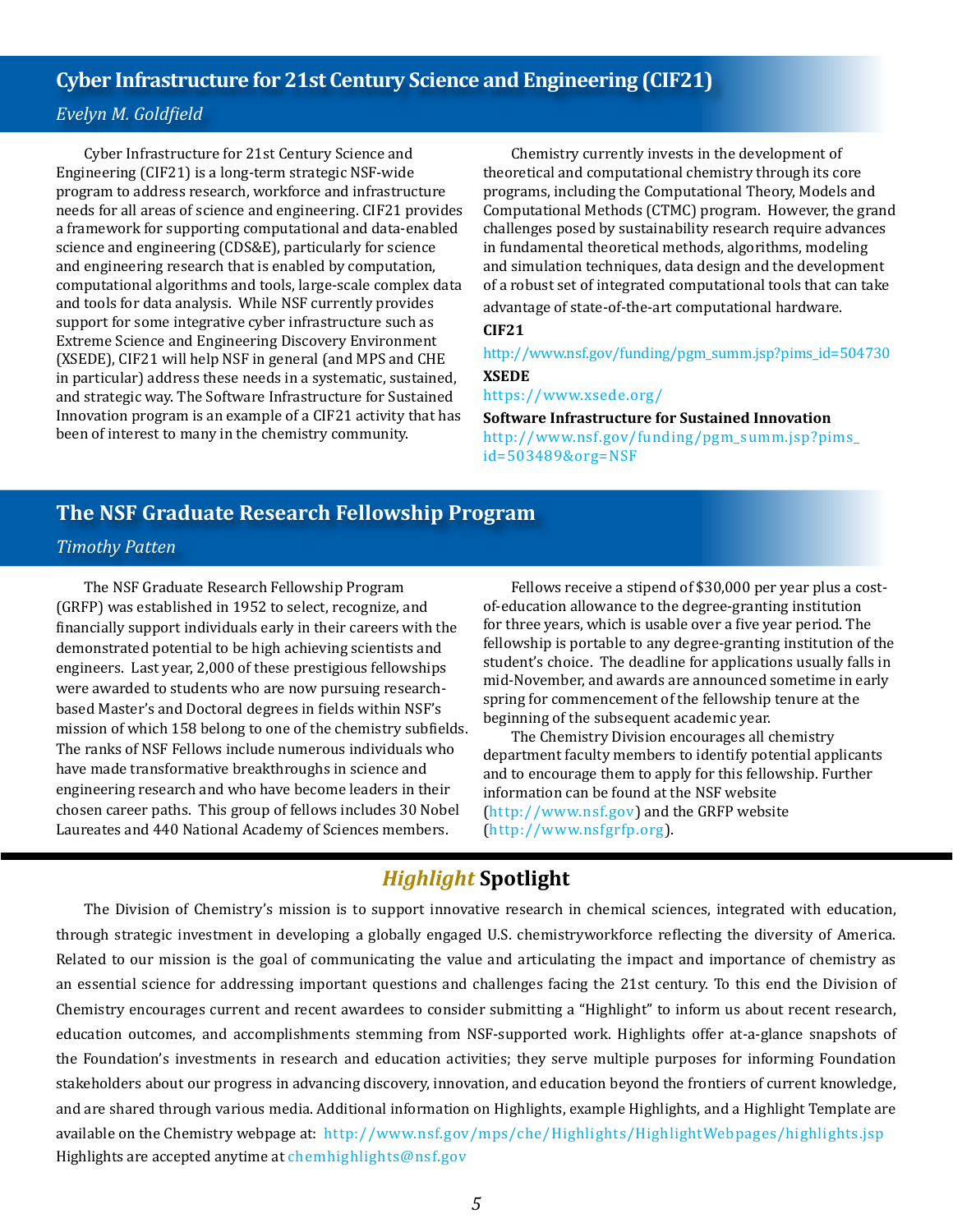## Cyber Infrastructure for 21st Century Science and Engineering (CIF21)

*Evelyn M. Goldfield*

Cyber Infrastructure for 21st Century Science and Engineering (CIF21) is a long-term strategic NSF-wide program to address research, workforce and infrastructure needs for all areas of science and engineering. CIF21 provides a framework for supporting computational and data-enabled science and engineering (CDS&E), particularly for science and engineering research that is enabled by computation, computational algorithms and tools, large-scale complex data and tools for data analysis. While NSF currently provides support for some integrative cyber infrastructure such as Extreme Science and Engineering Discovery Environment (XSEDE), CIF21 will help NSF in general (and MPS and CHE in particular) address these needs in a systematic, sustained, and strategic way. The Software Infrastructure for Sustained Innovation program is an example of a CIF21 activity that has been of interest to many in the chemistry community.

Chemistry currently invests in the development of theoretical and computational chemistry through its core programs, including the Computational Theory, Models and Computational Methods (CTMC) program. However, the grand challenges posed by sustainability research require advances in fundamental theoretical methods, algorithms, modeling and simulation techniques, data design and the development of a robust set of integrated computational tools that can take advantage of state-of-the-art computational hardware.

**CIF21**
http://www.nsf.gov/funding/pgm_summ.jsp?pims_id=504730

**XSEDE**
https://www.xsede.org/

**Software Infrastructure for Sustained Innovation**
http://www.nsf.gov/funding/pgm_summ.jsp?pims_id=503489&org=NSF

## The NSF Graduate Research Fellowship Program

*Timothy Patten*

The NSF Graduate Research Fellowship Program (GRFP) was established in 1952 to select, recognize, and financially support individuals early in their careers with the demonstrated potential to be high achieving scientists and engineers. Last year, 2,000 of these prestigious fellowships were awarded to students who are now pursuing research-based Master's and Doctoral degrees in fields within NSF's mission of which 158 belong to one of the chemistry subfields. The ranks of NSF Fellows include numerous individuals who have made transformative breakthroughs in science and engineering research and who have become leaders in their chosen career paths. This group of fellows includes 30 Nobel Laureates and 440 National Academy of Sciences members.

Fellows receive a stipend of $30,000 per year plus a cost-of-education allowance to the degree-granting institution for three years, which is usable over a five year period. The fellowship is portable to any degree-granting institution of the student's choice. The deadline for applications usually falls in mid-November, and awards are announced sometime in early spring for commencement of the fellowship tenure at the beginning of the subsequent academic year.

The Chemistry Division encourages all chemistry department faculty members to identify potential applicants and to encourage them to apply for this fellowship. Further information can be found at the NSF website (http://www.nsf.gov) and the GRFP website (http://www.nsfgrfp.org).

## *Highlight* Spotlight

The Division of Chemistry's mission is to support innovative research in chemical sciences, integrated with education, through strategic investment in developing a globally engaged U.S. chemistryworkforce reflecting the diversity of America. Related to our mission is the goal of communicating the value and articulating the impact and importance of chemistry as an essential science for addressing important questions and challenges facing the 21st century. To this end the Division of Chemistry encourages current and recent awardees to consider submitting a "Highlight" to inform us about recent research, education outcomes, and accomplishments stemming from NSF-supported work. Highlights offer at-a-glance snapshots of the Foundation's investments in research and education activities; they serve multiple purposes for informing Foundation stakeholders about our progress in advancing discovery, innovation, and education beyond the frontiers of current knowledge, and are shared through various media. Additional information on Highlights, example Highlights, and a Highlight Template are available on the Chemistry webpage at: http://www.nsf.gov/mps/che/Highlights/HighlightWebpages/highlights.jsp Highlights are accepted anytime at chemhighlights@nsf.gov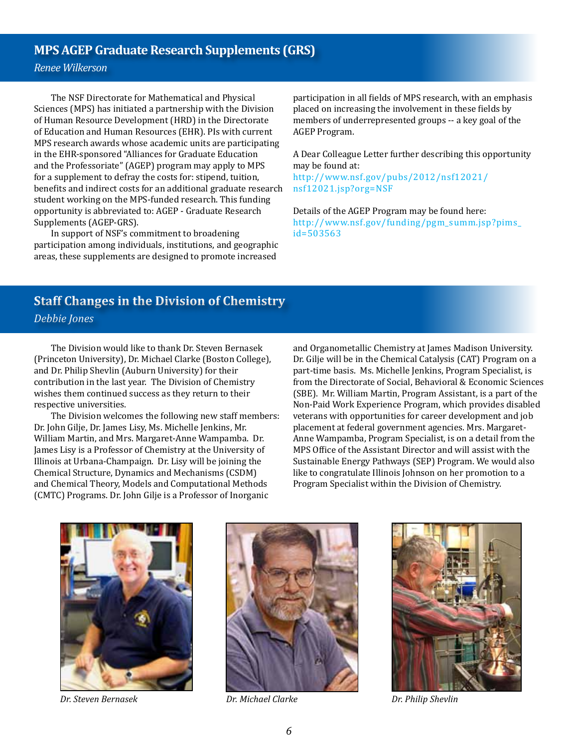## MPS AGEP Graduate Research Supplements (GRS)

*Renee Wilkerson*

The NSF Directorate for Mathematical and Physical Sciences (MPS) has initiated a partnership with the Division of Human Resource Development (HRD) in the Directorate of Education and Human Resources (EHR). PIs with current MPS research awards whose academic units are participating in the EHR-sponsored "Alliances for Graduate Education and the Professoriate" (AGEP) program may apply to MPS for a supplement to defray the costs for: stipend, tuition, benefits and indirect costs for an additional graduate research student working on the MPS-funded research. This funding opportunity is abbreviated to: AGEP - Graduate Research Supplements (AGEP-GRS).

In support of NSF's commitment to broadening participation among individuals, institutions, and geographic areas, these supplements are designed to promote increased participation in all fields of MPS research, with an emphasis placed on increasing the involvement in these fields by members of underrepresented groups -- a key goal of the AGEP Program.

A Dear Colleague Letter further describing this opportunity may be found at:
http://www.nsf.gov/pubs/2012/nsf12021/nsf12021.jsp?org=NSF

Details of the AGEP Program may be found here:
http://www.nsf.gov/funding/pgm_summ.jsp?pims_id=503563

## Staff Changes in the Division of Chemistry

*Debbie Jones*

The Division would like to thank Dr. Steven Bernasek (Princeton University), Dr. Michael Clarke (Boston College), and Dr. Philip Shevlin (Auburn University) for their contribution in the last year. The Division of Chemistry wishes them continued success as they return to their respective universities.

The Division welcomes the following new staff members: Dr. John Gilje, Dr. James Lisy, Ms. Michelle Jenkins, Mr. William Martin, and Mrs. Margaret-Anne Wampamba. Dr. James Lisy is a Professor of Chemistry at the University of Illinois at Urbana-Champaign. Dr. Lisy will be joining the Chemical Structure, Dynamics and Mechanisms (CSDM) and Chemical Theory, Models and Computational Methods (CMTC) Programs. Dr. John Gilje is a Professor of Inorganic and Organometallic Chemistry at James Madison University. Dr. Gilje will be in the Chemical Catalysis (CAT) Program on a part-time basis. Ms. Michelle Jenkins, Program Specialist, is from the Directorate of Social, Behavioral & Economic Sciences (SBE). Mr. William Martin, Program Assistant, is a part of the Non-Paid Work Experience Program, which provides disabled veterans with opportunities for career development and job placement at federal government agencies. Mrs. Margaret-Anne Wampamba, Program Specialist, is on a detail from the MPS Office of the Assistant Director and will assist with the Sustainable Energy Pathways (SEP) Program. We would also like to congratulate Illinois Johnson on her promotion to a Program Specialist within the Division of Chemistry.

*Dr. Steven Bernasek*

*Dr. Michael Clarke*

*Dr. Philip Shevlin*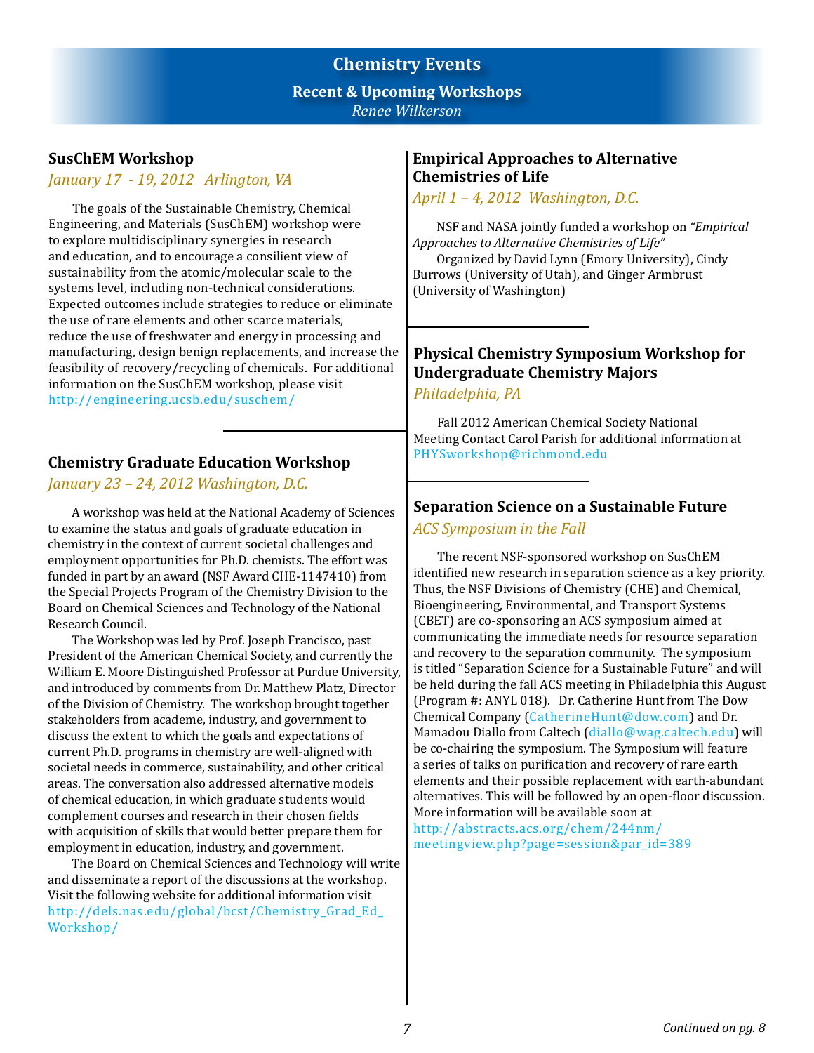# Chemistry Events

## Recent & Upcoming Workshops

*Renee Wilkerson*

### SusChEM Workshop

*January 17 - 19, 2012 Arlington, VA*

The goals of the Sustainable Chemistry, Chemical Engineering, and Materials (SusChEM) workshop were to explore multidisciplinary synergies in research and education, and to encourage a consilient view of sustainability from the atomic/molecular scale to the systems level, including non-technical considerations. Expected outcomes include strategies to reduce or eliminate the use of rare elements and other scarce materials, reduce the use of freshwater and energy in processing and manufacturing, design benign replacements, and increase the feasibility of recovery/recycling of chemicals. For additional information on the SusChEM workshop, please visit http://engineering.ucsb.edu/suschem/

### Chemistry Graduate Education Workshop

*January 23 – 24, 2012 Washington, D.C.*

A workshop was held at the National Academy of Sciences to examine the status and goals of graduate education in chemistry in the context of current societal challenges and employment opportunities for Ph.D. chemists. The effort was funded in part by an award (NSF Award CHE-1147410) from the Special Projects Program of the Chemistry Division to the Board on Chemical Sciences and Technology of the National Research Council.

The Workshop was led by Prof. Joseph Francisco, past President of the American Chemical Society, and currently the William E. Moore Distinguished Professor at Purdue University, and introduced by comments from Dr. Matthew Platz, Director of the Division of Chemistry. The workshop brought together stakeholders from academe, industry, and government to discuss the extent to which the goals and expectations of current Ph.D. programs in chemistry are well-aligned with societal needs in commerce, sustainability, and other critical areas. The conversation also addressed alternative models of chemical education, in which graduate students would complement courses and research in their chosen fields with acquisition of skills that would better prepare them for employment in education, industry, and government.

The Board on Chemical Sciences and Technology will write and disseminate a report of the discussions at the workshop. Visit the following website for additional information visit http://dels.nas.edu/global/bcst/Chemistry_Grad_Ed_Workshop/

### Empirical Approaches to Alternative Chemistries of Life

*April 1 – 4, 2012 Washington, D.C.*

NSF and NASA jointly funded a workshop on *"Empirical Approaches to Alternative Chemistries of Life"*

Organized by David Lynn (Emory University), Cindy Burrows (University of Utah), and Ginger Armbrust (University of Washington)

### Physical Chemistry Symposium Workshop for Undergraduate Chemistry Majors

*Philadelphia, PA*

Fall 2012 American Chemical Society National Meeting Contact Carol Parish for additional information at PHYSworkshop@richmond.edu

### Separation Science on a Sustainable Future

*ACS Symposium in the Fall*

The recent NSF-sponsored workshop on SusChEM identified new research in separation science as a key priority. Thus, the NSF Divisions of Chemistry (CHE) and Chemical, Bioengineering, Environmental, and Transport Systems (CBET) are co-sponsoring an ACS symposium aimed at communicating the immediate needs for resource separation and recovery to the separation community. The symposium is titled "Separation Science for a Sustainable Future" and will be held during the fall ACS meeting in Philadelphia this August (Program #: ANYL 018). Dr. Catherine Hunt from The Dow Chemical Company (CatherineHunt@dow.com) and Dr. Mamadou Diallo from Caltech (diallo@wag.caltech.edu) will be co-chairing the symposium. The Symposium will feature a series of talks on purification and recovery of rare earth elements and their possible replacement with earth-abundant alternatives. This will be followed by an open-floor discussion. More information will be available soon at http://abstracts.acs.org/chem/244nm/meetingview.php?page=session&par_id=389

*Continued on pg. 8*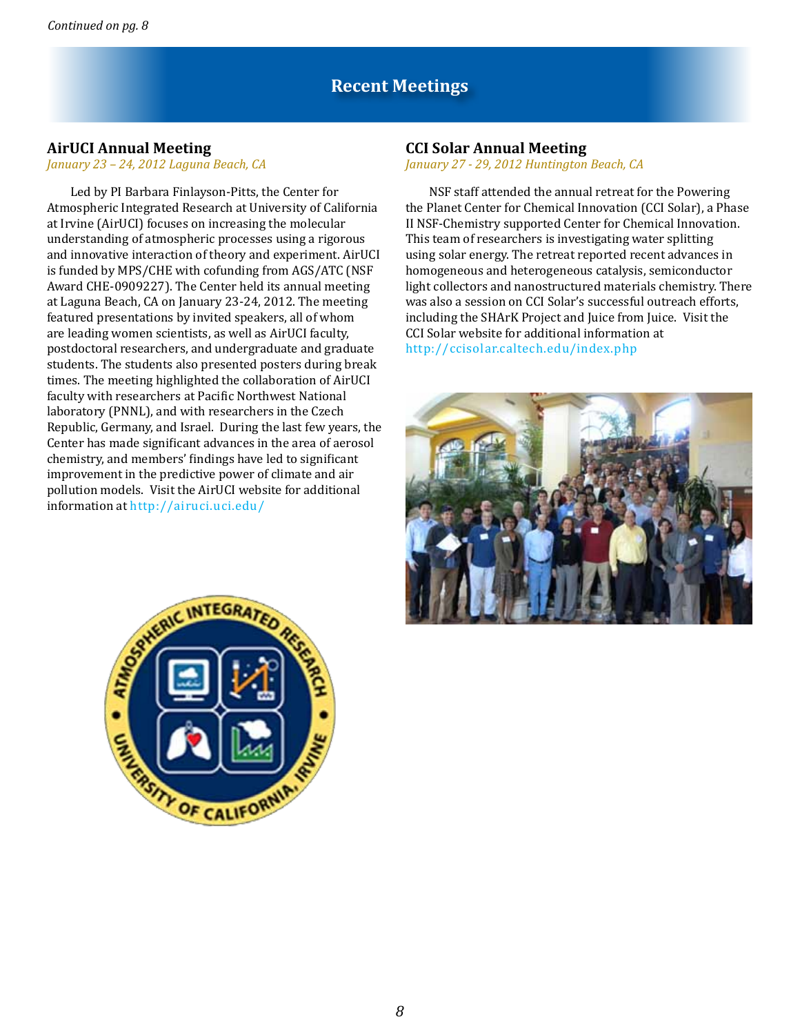*Continued on pg. 8*

# Recent Meetings

## AirUCI Annual Meeting

*January 23 – 24, 2012 Laguna Beach, CA*

Led by PI Barbara Finlayson-Pitts, the Center for Atmospheric Integrated Research at University of California at Irvine (AirUCI) focuses on increasing the molecular understanding of atmospheric processes using a rigorous and innovative interaction of theory and experiment. AirUCI is funded by MPS/CHE with cofunding from AGS/ATC (NSF Award CHE-0909227). The Center held its annual meeting at Laguna Beach, CA on January 23-24, 2012. The meeting featured presentations by invited speakers, all of whom are leading women scientists, as well as AirUCI faculty, postdoctoral researchers, and undergraduate and graduate students. The students also presented posters during break times. The meeting highlighted the collaboration of AirUCI faculty with researchers at Pacific Northwest National laboratory (PNNL), and with researchers in the Czech Republic, Germany, and Israel. During the last few years, the Center has made significant advances in the area of aerosol chemistry, and members' findings have led to significant improvement in the predictive power of climate and air pollution models. Visit the AirUCI website for additional information at http://airuci.uci.edu/

## CCI Solar Annual Meeting

*January 27 - 29, 2012 Huntington Beach, CA*

NSF staff attended the annual retreat for the Powering the Planet Center for Chemical Innovation (CCI Solar), a Phase II NSF-Chemistry supported Center for Chemical Innovation. This team of researchers is investigating water splitting using solar energy. The retreat reported recent advances in homogeneous and heterogeneous catalysis, semiconductor light collectors and nanostructured materials chemistry. There was also a session on CCI Solar's successful outreach efforts, including the SHArK Project and Juice from Juice. Visit the CCI Solar website for additional information at http://ccisolar.caltech.edu/index.php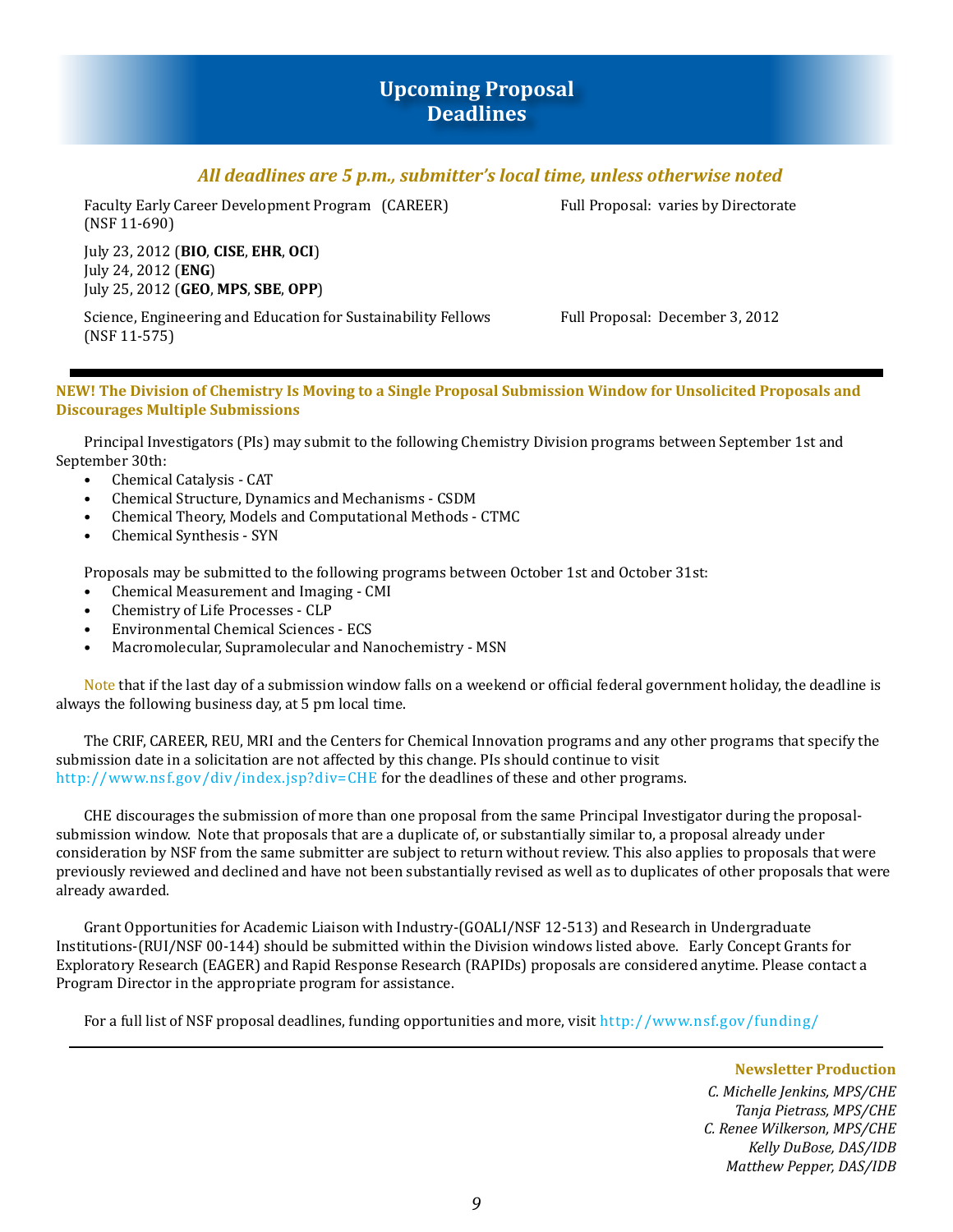# Upcoming Proposal Deadlines

***All deadlines are 5 p.m., submitter's local time, unless otherwise noted***

| | |
|---|---|
| Faculty Early Career Development Program (CAREER) (NSF 11-690) | Full Proposal: varies by Directorate |
| July 23, 2012 (**BIO**, **CISE**, **EHR**, **OCI**)<br>July 24, 2012 (**ENG**)<br>July 25, 2012 (**GEO**, **MPS**, **SBE**, **OPP**) | |
| Science, Engineering and Education for Sustainability Fellows (NSF 11-575) | Full Proposal: December 3, 2012 |

---

**NEW! The Division of Chemistry Is Moving to a Single Proposal Submission Window for Unsolicited Proposals and Discourages Multiple Submissions**

Principal Investigators (PIs) may submit to the following Chemistry Division programs between September 1st and September 30th:

- Chemical Catalysis - CAT
- Chemical Structure, Dynamics and Mechanisms - CSDM
- Chemical Theory, Models and Computational Methods - CTMC
- Chemical Synthesis - SYN

Proposals may be submitted to the following programs between October 1st and October 31st:

- Chemical Measurement and Imaging - CMI
- Chemistry of Life Processes - CLP
- Environmental Chemical Sciences - ECS
- Macromolecular, Supramolecular and Nanochemistry - MSN

Note that if the last day of a submission window falls on a weekend or official federal government holiday, the deadline is always the following business day, at 5 pm local time.

The CRIF, CAREER, REU, MRI and the Centers for Chemical Innovation programs and any other programs that specify the submission date in a solicitation are not affected by this change. PIs should continue to visit http://www.nsf.gov/div/index.jsp?div=CHE for the deadlines of these and other programs.

CHE discourages the submission of more than one proposal from the same Principal Investigator during the proposal-submission window. Note that proposals that are a duplicate of, or substantially similar to, a proposal already under consideration by NSF from the same submitter are subject to return without review. This also applies to proposals that were previously reviewed and declined and have not been substantially revised as well as to duplicates of other proposals that were already awarded.

Grant Opportunities for Academic Liaison with Industry-(GOALI/NSF 12-513) and Research in Undergraduate Institutions-(RUI/NSF 00-144) should be submitted within the Division windows listed above. Early Concept Grants for Exploratory Research (EAGER) and Rapid Response Research (RAPIDs) proposals are considered anytime. Please contact a Program Director in the appropriate program for assistance.

For a full list of NSF proposal deadlines, funding opportunities and more, visit http://www.nsf.gov/funding/

---

**Newsletter Production**

*C. Michelle Jenkins, MPS/CHE*
*Tanja Pietrass, MPS/CHE*
*C. Renee Wilkerson, MPS/CHE*
*Kelly DuBose, DAS/IDB*
*Matthew Pepper, DAS/IDB*